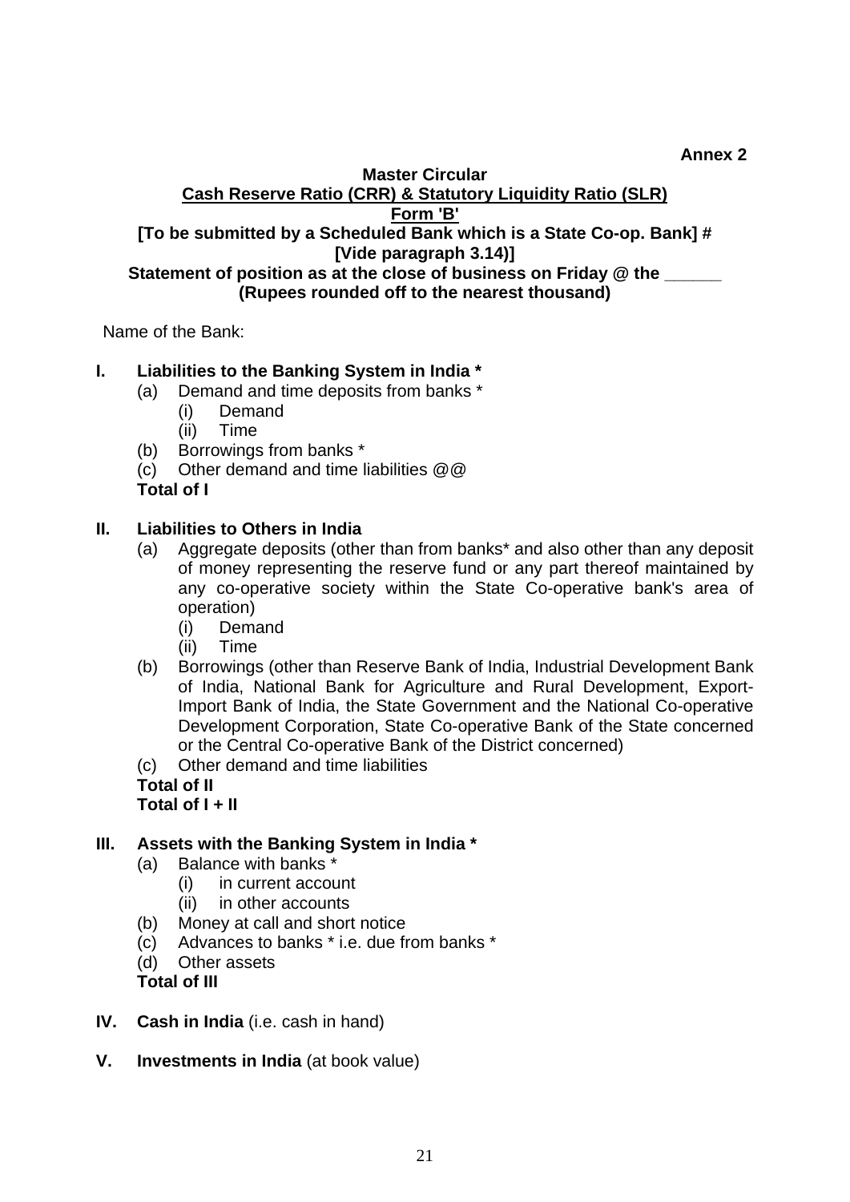**Annex 2**

**Master Circular**

**Cash Reserve Ratio (CRR) & Statutory Liquidity Ratio (SLR)**

**Form 'B'**

**[To be submitted by a Scheduled Bank which is a State Co-op. Bank] #**

**[Vide paragraph 3.14)]**

**Statement of position as at the close of business on Friday @ the ______**

**(Rupees rounded off to the nearest thousand)**

Name of the Bank:

**I. Liabilities to the Banking System in India ***

- (a) Demand and time deposits from banks *
  - (i) Demand
  - (ii) Time
- (b) Borrowings from banks *
- (c) Other demand and time liabilities @@

**Total of I**

**II. Liabilities to Others in India**

- (a) Aggregate deposits (other than from banks* and also other than any deposit of money representing the reserve fund or any part thereof maintained by any co-operative society within the State Co-operative bank's area of operation)
  - (i) Demand
  - (ii) Time
- (b) Borrowings (other than Reserve Bank of India, Industrial Development Bank of India, National Bank for Agriculture and Rural Development, Export-Import Bank of India, the State Government and the National Co-operative Development Corporation, State Co-operative Bank of the State concerned or the Central Co-operative Bank of the District concerned)
- (c) Other demand and time liabilities

**Total of II**

**Total of I + II**

**III. Assets with the Banking System in India ***

- (a) Balance with banks *
  - (i) in current account
  - (ii) in other accounts
- (b) Money at call and short notice
- (c) Advances to banks * i.e. due from banks *
- (d) Other assets

**Total of III**

**IV. Cash in India** (i.e. cash in hand)

**V. Investments in India** (at book value)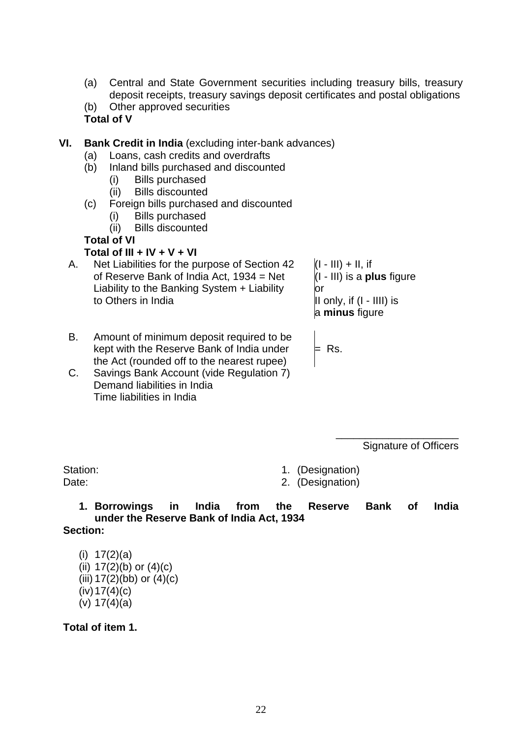(a) Central and State Government securities including treasury bills, treasury deposit receipts, treasury savings deposit certificates and postal obligations

(b) Other approved securities

**Total of V**

**VI. Bank Credit in India** (excluding inter-bank advances)

- (a) Loans, cash credits and overdrafts
- (b) Inland bills purchased and discounted
  - (i) Bills purchased
  - (ii) Bills discounted
- (c) Foreign bills purchased and discounted
  - (i) Bills purchased
  - (ii) Bills discounted

**Total of VI**

**Total of III + IV + V + VI**

| | | |
|---|---|---|
| A. | Net Liabilities for the purpose of Section 42 of Reserve Bank of India Act, 1934 = Net Liability to the Banking System + Liability to Others in India | (I - III) + II, if (I - III) is a **plus** figure or II only, if (I - IIII) is a **minus** figure |
| B. | Amount of minimum deposit required to be kept with the Reserve Bank of India under the Act (rounded off to the nearest rupee) | = Rs. |
| C. | Savings Bank Account (vide Regulation 7) Demand liabilities in India Time liabilities in India | |

\_\_\_\_\_\_\_\_\_\_\_\_\_\_\_\_\_\_\_\_\_

Signature of Officers

Station:

Date:

1. (Designation)
2. (Designation)

**1. Borrowings in India from the Reserve Bank of India under the Reserve Bank of India Act, 1934**

**Section:**

(i) 17(2)(a)

(ii) 17(2)(b) or (4)(c)

(iii) 17(2)(bb) or (4)(c)

(iv) 17(4)(c)

(v) 17(4)(a)

**Total of item 1.**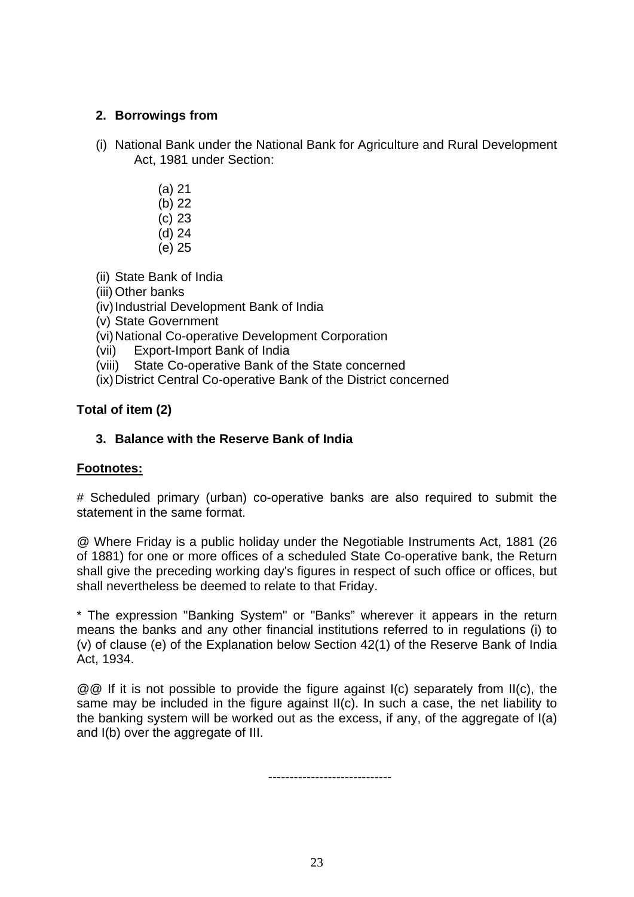**2. Borrowings from**

(i) National Bank under the National Bank for Agriculture and Rural Development Act, 1981 under Section:

- (a) 21
- (b) 22
- (c) 23
- (d) 24
- (e) 25

(ii) State Bank of India
(iii) Other banks
(iv) Industrial Development Bank of India
(v) State Government
(vi) National Co-operative Development Corporation
(vii) Export-Import Bank of India
(viii) State Co-operative Bank of the State concerned
(ix) District Central Co-operative Bank of the District concerned

**Total of item (2)**

**3. Balance with the Reserve Bank of India**

**<u>Footnotes:</u>**

# Scheduled primary (urban) co-operative banks are also required to submit the statement in the same format.

@ Where Friday is a public holiday under the Negotiable Instruments Act, 1881 (26 of 1881) for one or more offices of a scheduled State Co-operative bank, the Return shall give the preceding working day's figures in respect of such office or offices, but shall nevertheless be deemed to relate to that Friday.

* The expression "Banking System" or "Banks" wherever it appears in the return means the banks and any other financial institutions referred to in regulations (i) to (v) of clause (e) of the Explanation below Section 42(1) of the Reserve Bank of India Act, 1934.

@@ If it is not possible to provide the figure against I(c) separately from II(c), the same may be included in the figure against II(c). In such a case, the net liability to the banking system will be worked out as the excess, if any, of the aggregate of I(a) and I(b) over the aggregate of III.

-----------------------------